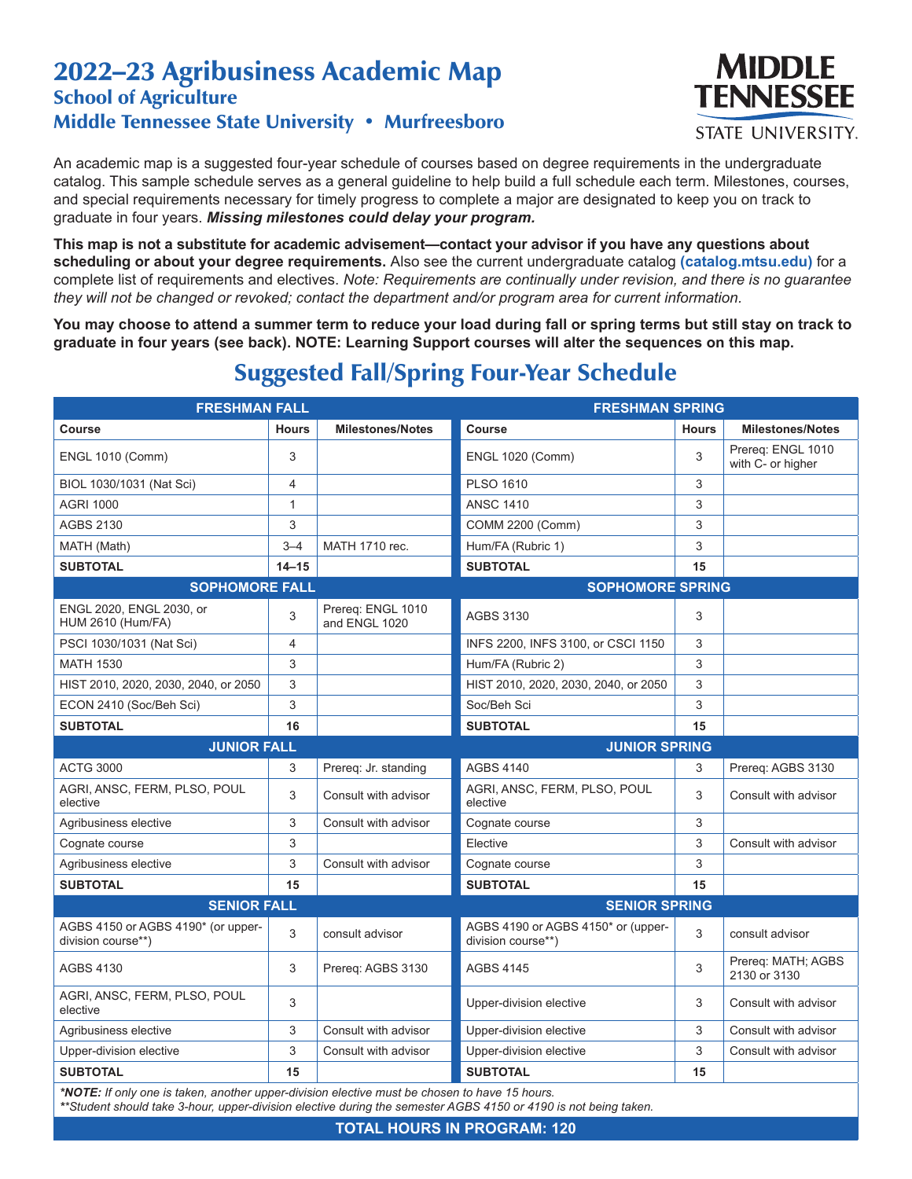# 2022–23 Agribusiness Academic Map

## School of Agriculture

## Middle Tennessee State University • Murfreesboro

An academic map is a suggested four-year schedule of courses based on degree requirements in the undergraduate catalog. This sample schedule serves as a general guideline to help build a full schedule each term. Milestones, courses, and special requirements necessary for timely progress to complete a major are designated to keep you on track to graduate in four years. ***Missing milestones could delay your program.***

**This map is not a substitute for academic advisement—contact your advisor if you have any questions about scheduling or about your degree requirements.** Also see the current undergraduate catalog **(catalog.mtsu.edu)** for a complete list of requirements and electives. *Note: Requirements are continually under revision, and there is no guarantee they will not be changed or revoked; contact the department and/or program area for current information.*

**You may choose to attend a summer term to reduce your load during fall or spring terms but still stay on track to graduate in four years (see back). NOTE: Learning Support courses will alter the sequences on this map.**

## Suggested Fall/Spring Four-Year Schedule

| FRESHMAN FALL | | | FRESHMAN SPRING | | |
|---|---|---|---|---|---|
| **Course** | **Hours** | **Milestones/Notes** | **Course** | **Hours** | **Milestones/Notes** |
| ENGL 1010 (Comm) | 3 | | ENGL 1020 (Comm) | 3 | Prereq: ENGL 1010 with C- or higher |
| BIOL 1030/1031 (Nat Sci) | 4 | | PLSO 1610 | 3 | |
| AGRI 1000 | 1 | | ANSC 1410 | 3 | |
| AGBS 2130 | 3 | | COMM 2200 (Comm) | 3 | |
| MATH (Math) | 3–4 | MATH 1710 rec. | Hum/FA (Rubric 1) | 3 | |
| **SUBTOTAL** | **14–15** | | **SUBTOTAL** | **15** | |
| **SOPHOMORE FALL** | | | **SOPHOMORE SPRING** | | |
| ENGL 2020, ENGL 2030, or HUM 2610 (Hum/FA) | 3 | Prereq: ENGL 1010 and ENGL 1020 | AGBS 3130 | 3 | |
| PSCI 1030/1031 (Nat Sci) | 4 | | INFS 2200, INFS 3100, or CSCI 1150 | 3 | |
| MATH 1530 | 3 | | Hum/FA (Rubric 2) | 3 | |
| HIST 2010, 2020, 2030, 2040, or 2050 | 3 | | HIST 2010, 2020, 2030, 2040, or 2050 | 3 | |
| ECON 2410 (Soc/Beh Sci) | 3 | | Soc/Beh Sci | 3 | |
| **SUBTOTAL** | **16** | | **SUBTOTAL** | **15** | |
| **JUNIOR FALL** | | | **JUNIOR SPRING** | | |
| ACTG 3000 | 3 | Prereq: Jr. standing | AGBS 4140 | 3 | Prereq: AGBS 3130 |
| AGRI, ANSC, FERM, PLSO, POUL elective | 3 | Consult with advisor | AGRI, ANSC, FERM, PLSO, POUL elective | 3 | Consult with advisor |
| Agribusiness elective | 3 | Consult with advisor | Cognate course | 3 | |
| Cognate course | 3 | | Elective | 3 | Consult with advisor |
| Agribusiness elective | 3 | Consult with advisor | Cognate course | 3 | |
| **SUBTOTAL** | **15** | | **SUBTOTAL** | **15** | |
| **SENIOR FALL** | | | **SENIOR SPRING** | | |
| AGBS 4150 or AGBS 4190* (or upper-division course**) | 3 | consult advisor | AGBS 4190 or AGBS 4150* or (upper-division course**) | 3 | consult advisor |
| AGBS 4130 | 3 | Prereq: AGBS 3130 | AGBS 4145 | 3 | Prereq: MATH; AGBS 2130 or 3130 |
| AGRI, ANSC, FERM, PLSO, POUL elective | 3 | | Upper-division elective | 3 | Consult with advisor |
| Agribusiness elective | 3 | Consult with advisor | Upper-division elective | 3 | Consult with advisor |
| Upper-division elective | 3 | Consult with advisor | Upper-division elective | 3 | Consult with advisor |
| **SUBTOTAL** | **15** | | **SUBTOTAL** | **15** | |

****NOTE:*** *If only one is taken, another upper-division elective must be chosen to have 15 hours.*
*\*\*Student should take 3-hour, upper-division elective during the semester AGBS 4150 or 4190 is not being taken.*

**TOTAL HOURS IN PROGRAM: 120**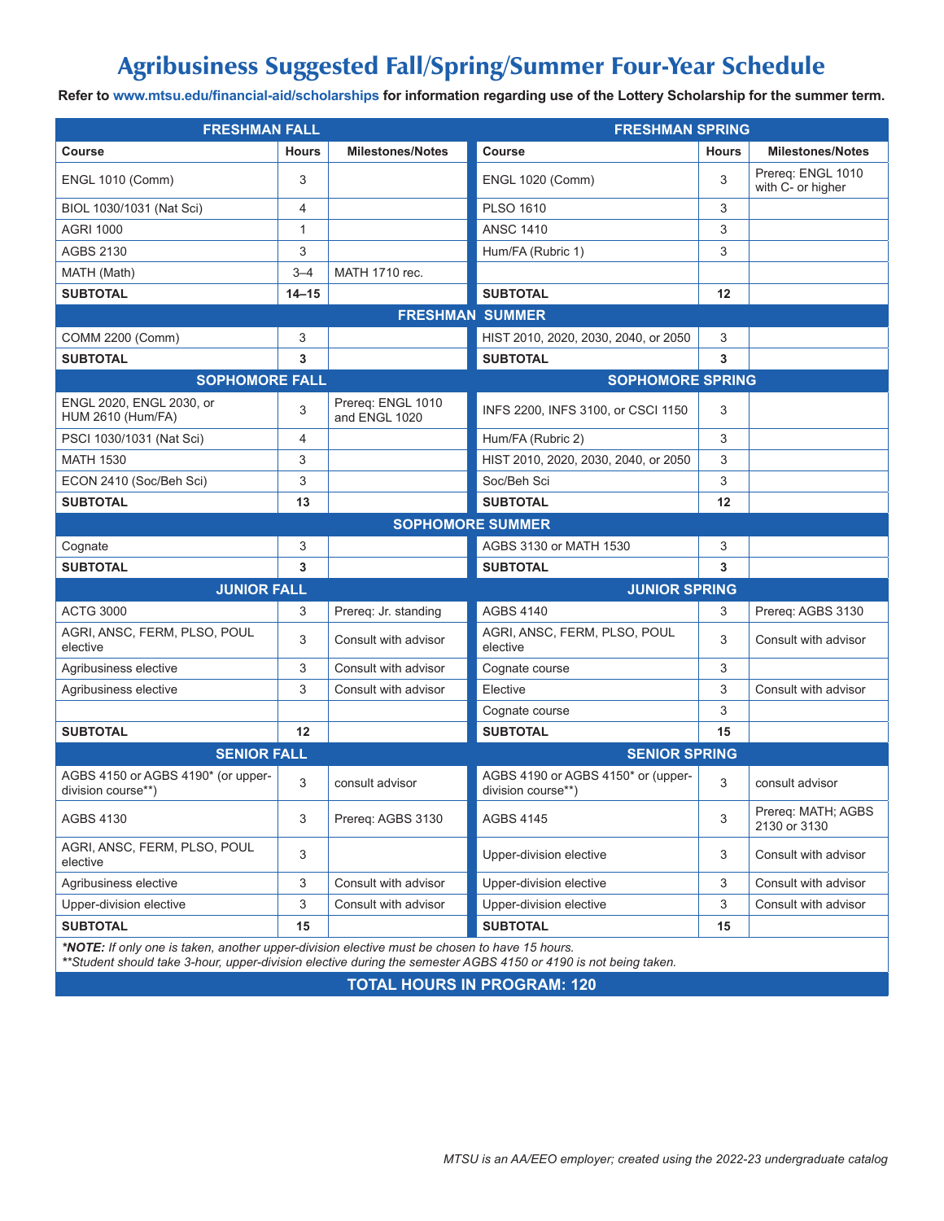# Agribusiness Suggested Fall/Spring/Summer Four-Year Schedule

**Refer to www.mtsu.edu/financial-aid/scholarships for information regarding use of the Lottery Scholarship for the summer term.**

| FRESHMAN FALL | | | FRESHMAN SPRING | | |
|---|---|---|---|---|---|
| **Course** | **Hours** | **Milestones/Notes** | **Course** | **Hours** | **Milestones/Notes** |
| ENGL 1010 (Comm) | 3 | | ENGL 1020 (Comm) | 3 | Prereq: ENGL 1010 with C- or higher |
| BIOL 1030/1031 (Nat Sci) | 4 | | PLSO 1610 | 3 | |
| AGRI 1000 | 1 | | ANSC 1410 | 3 | |
| AGBS 2130 | 3 | | Hum/FA (Rubric 1) | 3 | |
| MATH (Math) | 3–4 | MATH 1710 rec. | | | |
| **SUBTOTAL** | **14–15** | | **SUBTOTAL** | **12** | |
| **FRESHMAN SUMMER** | | | | | |
| COMM 2200 (Comm) | 3 | | HIST 2010, 2020, 2030, 2040, or 2050 | 3 | |
| **SUBTOTAL** | **3** | | **SUBTOTAL** | **3** | |
| **SOPHOMORE FALL** | | | **SOPHOMORE SPRING** | | |
| ENGL 2020, ENGL 2030, or HUM 2610 (Hum/FA) | 3 | Prereq: ENGL 1010 and ENGL 1020 | INFS 2200, INFS 3100, or CSCI 1150 | 3 | |
| PSCI 1030/1031 (Nat Sci) | 4 | | Hum/FA (Rubric 2) | 3 | |
| MATH 1530 | 3 | | HIST 2010, 2020, 2030, 2040, or 2050 | 3 | |
| ECON 2410 (Soc/Beh Sci) | 3 | | Soc/Beh Sci | 3 | |
| **SUBTOTAL** | **13** | | **SUBTOTAL** | **12** | |
| **SOPHOMORE SUMMER** | | | | | |
| Cognate | 3 | | AGBS 3130 or MATH 1530 | 3 | |
| **SUBTOTAL** | **3** | | **SUBTOTAL** | **3** | |
| **JUNIOR FALL** | | | **JUNIOR SPRING** | | |
| ACTG 3000 | 3 | Prereq: Jr. standing | AGBS 4140 | 3 | Prereq: AGBS 3130 |
| AGRI, ANSC, FERM, PLSO, POUL elective | 3 | Consult with advisor | AGRI, ANSC, FERM, PLSO, POUL elective | 3 | Consult with advisor |
| Agribusiness elective | 3 | Consult with advisor | Cognate course | 3 | |
| Agribusiness elective | 3 | Consult with advisor | Elective | 3 | Consult with advisor |
| | | | Cognate course | 3 | |
| **SUBTOTAL** | **12** | | **SUBTOTAL** | **15** | |
| **SENIOR FALL** | | | **SENIOR SPRING** | | |
| AGBS 4150 or AGBS 4190* (or upper-division course**) | 3 | consult advisor | AGBS 4190 or AGBS 4150* or (upper-division course**) | 3 | consult advisor |
| AGBS 4130 | 3 | Prereq: AGBS 3130 | AGBS 4145 | 3 | Prereq: MATH; AGBS 2130 or 3130 |
| AGRI, ANSC, FERM, PLSO, POUL elective | 3 | | Upper-division elective | 3 | Consult with advisor |
| Agribusiness elective | 3 | Consult with advisor | Upper-division elective | 3 | Consult with advisor |
| Upper-division elective | 3 | Consult with advisor | Upper-division elective | 3 | Consult with advisor |
| **SUBTOTAL** | **15** | | **SUBTOTAL** | **15** | |

****NOTE:** *If only one is taken, another upper-division elective must be chosen to have 15 hours.*

*\*\*Student should take 3-hour, upper-division elective during the semester AGBS 4150 or 4190 is not being taken.*

**TOTAL HOURS IN PROGRAM: 120**

*MTSU is an AA/EEO employer; created using the 2022-23 undergraduate catalog*